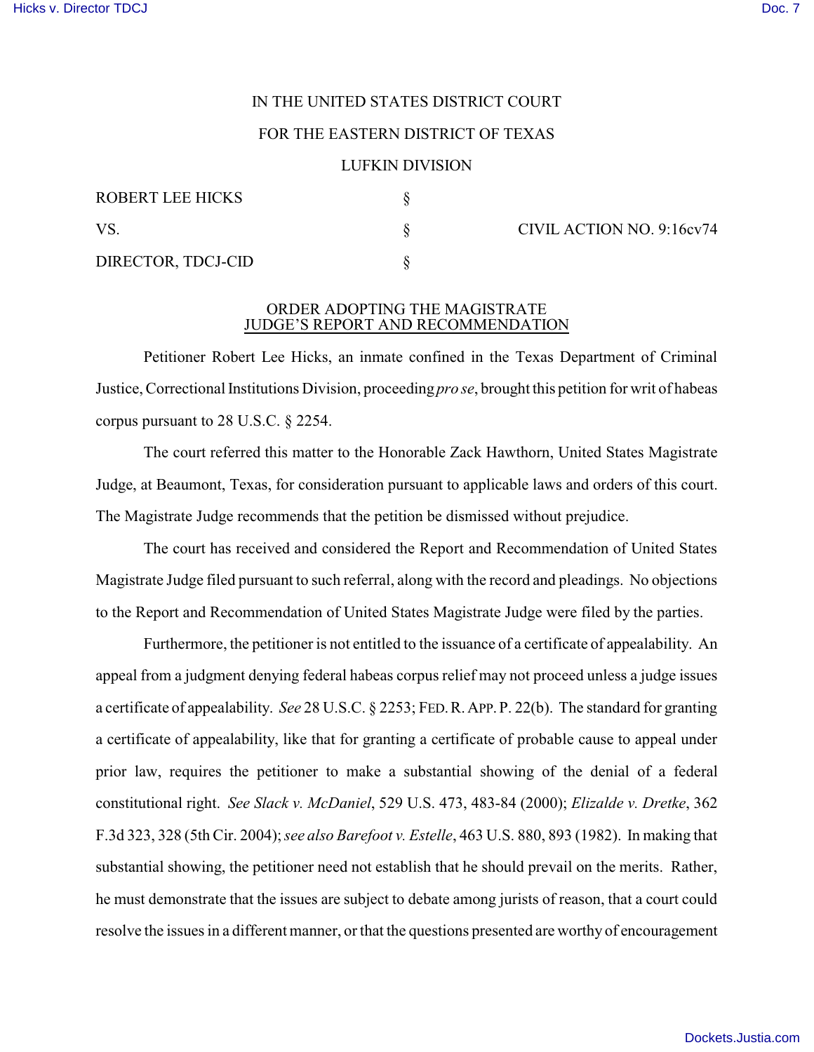IN THE UNITED STATES DISTRICT COURT

FOR THE EASTERN DISTRICT OF TEXAS

LUFKIN DIVISION

| | | |
|---|---|---|
| ROBERT LEE HICKS | § | |
| VS. | § | CIVIL ACTION NO. 9:16cv74 |
| DIRECTOR, TDCJ-CID | § | |

## ORDER ADOPTING THE MAGISTRATE JUDGE'S REPORT AND RECOMMENDATION

Petitioner Robert Lee Hicks, an inmate confined in the Texas Department of Criminal Justice, Correctional Institutions Division, proceeding *pro se*, brought this petition for writ of habeas corpus pursuant to 28 U.S.C. § 2254.

The court referred this matter to the Honorable Zack Hawthorn, United States Magistrate Judge, at Beaumont, Texas, for consideration pursuant to applicable laws and orders of this court. The Magistrate Judge recommends that the petition be dismissed without prejudice.

The court has received and considered the Report and Recommendation of United States Magistrate Judge filed pursuant to such referral, along with the record and pleadings. No objections to the Report and Recommendation of United States Magistrate Judge were filed by the parties.

Furthermore, the petitioner is not entitled to the issuance of a certificate of appealability. An appeal from a judgment denying federal habeas corpus relief may not proceed unless a judge issues a certificate of appealability. *See* 28 U.S.C. § 2253; FED. R. APP. P. 22(b). The standard for granting a certificate of appealability, like that for granting a certificate of probable cause to appeal under prior law, requires the petitioner to make a substantial showing of the denial of a federal constitutional right. *See Slack v. McDaniel*, 529 U.S. 473, 483-84 (2000); *Elizalde v. Dretke*, 362 F.3d 323, 328 (5th Cir. 2004); *see also Barefoot v. Estelle*, 463 U.S. 880, 893 (1982). In making that substantial showing, the petitioner need not establish that he should prevail on the merits. Rather, he must demonstrate that the issues are subject to debate among jurists of reason, that a court could resolve the issues in a different manner, or that the questions presented are worthy of encouragement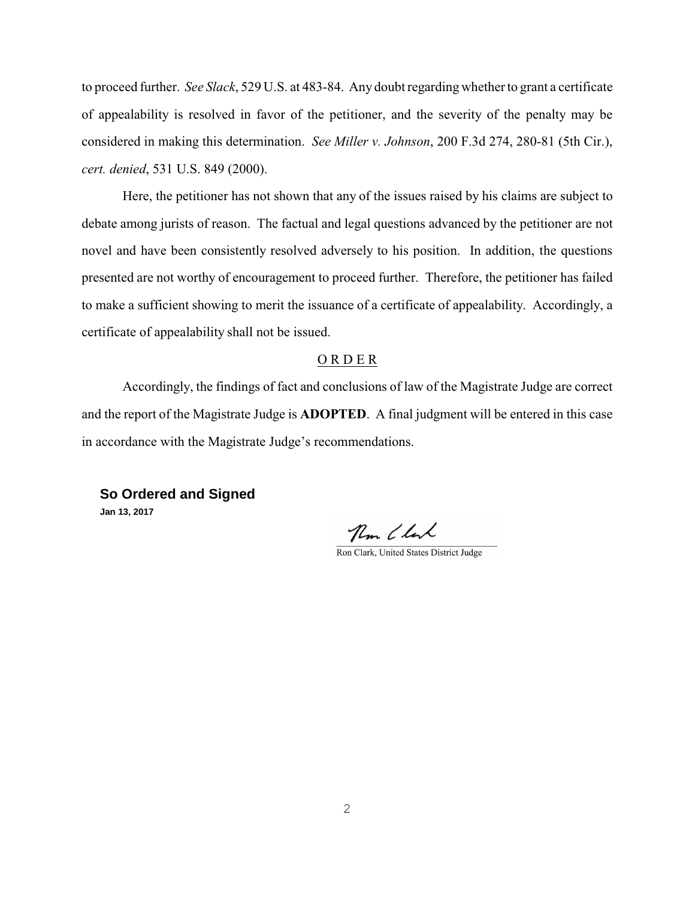to proceed further. *See Slack*, 529 U.S. at 483-84. Any doubt regarding whether to grant a certificate of appealability is resolved in favor of the petitioner, and the severity of the penalty may be considered in making this determination. *See Miller v. Johnson*, 200 F.3d 274, 280-81 (5th Cir.), *cert. denied*, 531 U.S. 849 (2000).

Here, the petitioner has not shown that any of the issues raised by his claims are subject to debate among jurists of reason. The factual and legal questions advanced by the petitioner are not novel and have been consistently resolved adversely to his position. In addition, the questions presented are not worthy of encouragement to proceed further. Therefore, the petitioner has failed to make a sufficient showing to merit the issuance of a certificate of appealability. Accordingly, a certificate of appealability shall not be issued.

## O R D E R

Accordingly, the findings of fact and conclusions of law of the Magistrate Judge are correct and the report of the Magistrate Judge is **ADOPTED**. A final judgment will be entered in this case in accordance with the Magistrate Judge's recommendations.

**So Ordered and Signed**

**Jan 13, 2017**

Ron Clark, United States District Judge